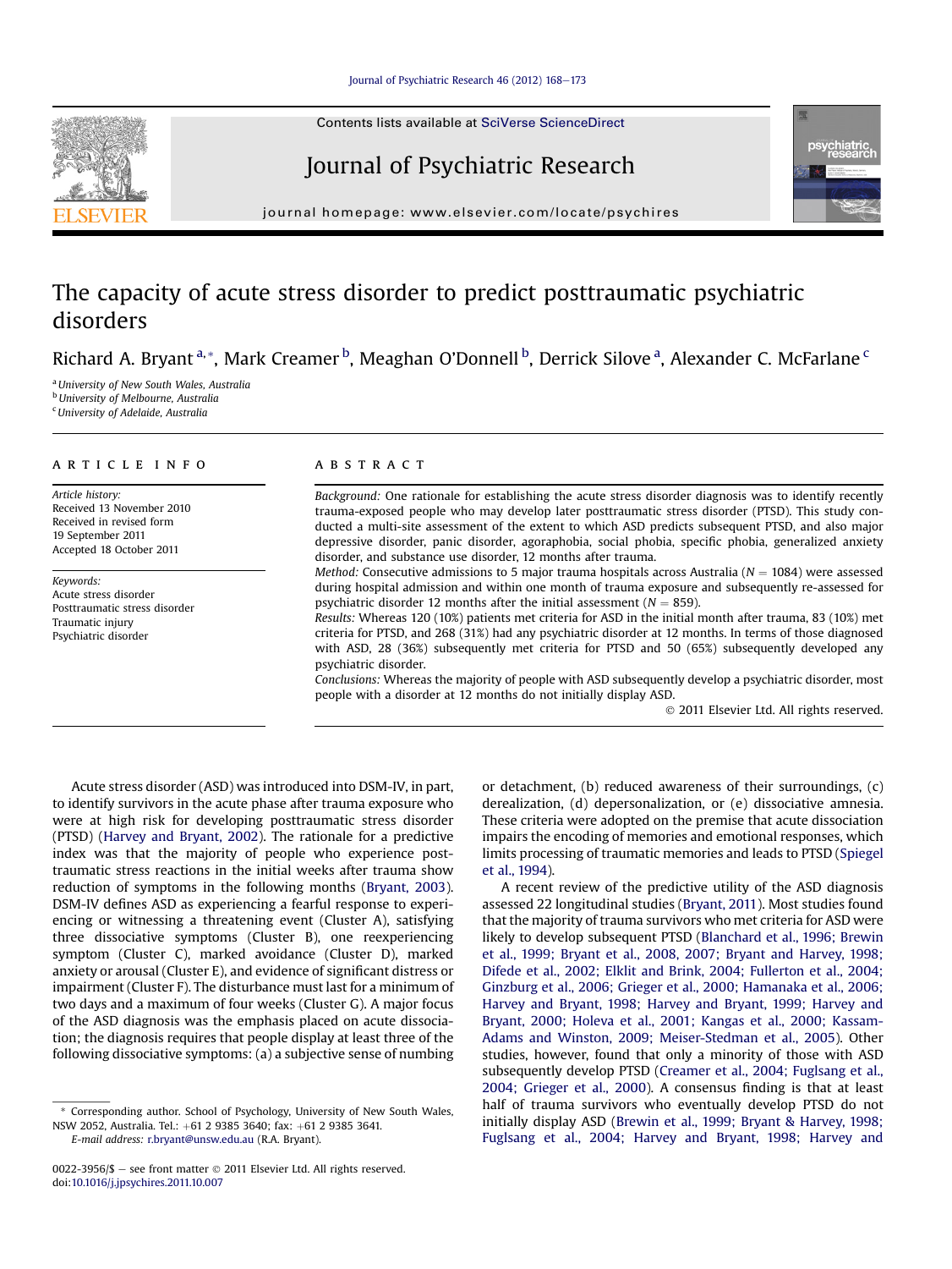# The capacity of acute stress disorder to predict posttraumatic psychiatric disorders

Richard A. Bryant [a,*], Mark Creamer [b], Meaghan O'Donnell [b], Derrick Silove [a], Alexander C. McFarlane [c]

[a] University of New South Wales, Australia
[b] University of Melbourne, Australia
[c] University of Adelaide, Australia

## ARTICLE INFO

*Article history:*
Received 13 November 2010
Received in revised form
19 September 2011
Accepted 18 October 2011

*Keywords:*
Acute stress disorder
Posttraumatic stress disorder
Traumatic injury
Psychiatric disorder

## ABSTRACT

*Background:* One rationale for establishing the acute stress disorder diagnosis was to identify recently trauma-exposed people who may develop later posttraumatic stress disorder (PTSD). This study conducted a multi-site assessment of the extent to which ASD predicts subsequent PTSD, and also major depressive disorder, panic disorder, agoraphobia, social phobia, specific phobia, generalized anxiety disorder, and substance use disorder, 12 months after trauma.

*Method:* Consecutive admissions to 5 major trauma hospitals across Australia ($N = 1084$) were assessed during hospital admission and within one month of trauma exposure and subsequently re-assessed for psychiatric disorder 12 months after the initial assessment ($N = 859$).

*Results:* Whereas 120 (10%) patients met criteria for ASD in the initial month after trauma, 83 (10%) met criteria for PTSD, and 268 (31%) had any psychiatric disorder at 12 months. In terms of those diagnosed with ASD, 28 (36%) subsequently met criteria for PTSD and 50 (65%) subsequently developed any psychiatric disorder.

*Conclusions:* Whereas the majority of people with ASD subsequently develop a psychiatric disorder, most people with a disorder at 12 months do not initially display ASD.

© 2011 Elsevier Ltd. All rights reserved.

Acute stress disorder (ASD) was introduced into DSM-IV, in part, to identify survivors in the acute phase after trauma exposure who were at high risk for developing posttraumatic stress disorder (PTSD) (Harvey and Bryant, 2002). The rationale for a predictive index was that the majority of people who experience posttraumatic stress reactions in the initial weeks after trauma show reduction of symptoms in the following months (Bryant, 2003). DSM-IV defines ASD as experiencing a fearful response to experiencing or witnessing a threatening event (Cluster A), satisfying three dissociative symptoms (Cluster B), one reexperiencing symptom (Cluster C), marked avoidance (Cluster D), marked anxiety or arousal (Cluster E), and evidence of significant distress or impairment (Cluster F). The disturbance must last for a minimum of two days and a maximum of four weeks (Cluster G). A major focus of the ASD diagnosis was the emphasis placed on acute dissociation; the diagnosis requires that people display at least three of the following dissociative symptoms: (a) a subjective sense of numbing or detachment, (b) reduced awareness of their surroundings, (c) derealization, (d) depersonalization, or (e) dissociative amnesia. These criteria were adopted on the premise that acute dissociation impairs the encoding of memories and emotional responses, which limits processing of traumatic memories and leads to PTSD (Spiegel et al., 1994).

A recent review of the predictive utility of the ASD diagnosis assessed 22 longitudinal studies (Bryant, 2011). Most studies found that the majority of trauma survivors who met criteria for ASD were likely to develop subsequent PTSD (Blanchard et al., 1996; Brewin et al., 1999; Bryant et al., 2008, 2007; Bryant and Harvey, 1998; Difede et al., 2002; Elklit and Brink, 2004; Fullerton et al., 2004; Ginzburg et al., 2006; Grieger et al., 2000; Hamanaka et al., 2006; Harvey and Bryant, 1998; Harvey and Bryant, 1999; Harvey and Bryant, 2000; Holeva et al., 2001; Kangas et al., 2000; Kassam-Adams and Winston, 2009; Meiser-Stedman et al., 2005). Other studies, however, found that only a minority of those with ASD subsequently develop PTSD (Creamer et al., 2004; Fuglsang et al., 2004; Grieger et al., 2000). A consensus finding is that at least half of trauma survivors who eventually develop PTSD do not initially display ASD (Brewin et al., 1999; Bryant & Harvey, 1998; Fuglsang et al., 2004; Harvey and Bryant, 1998; Harvey and

\* Corresponding author. School of Psychology, University of New South Wales, NSW 2052, Australia. Tel.: +61 2 9385 3640; fax: +61 2 9385 3641.
E-mail address: r.bryant@unsw.edu.au (R.A. Bryant).

0022-3956/$ – see front matter © 2011 Elsevier Ltd. All rights reserved.
doi:10.1016/j.jpsychires.2011.10.007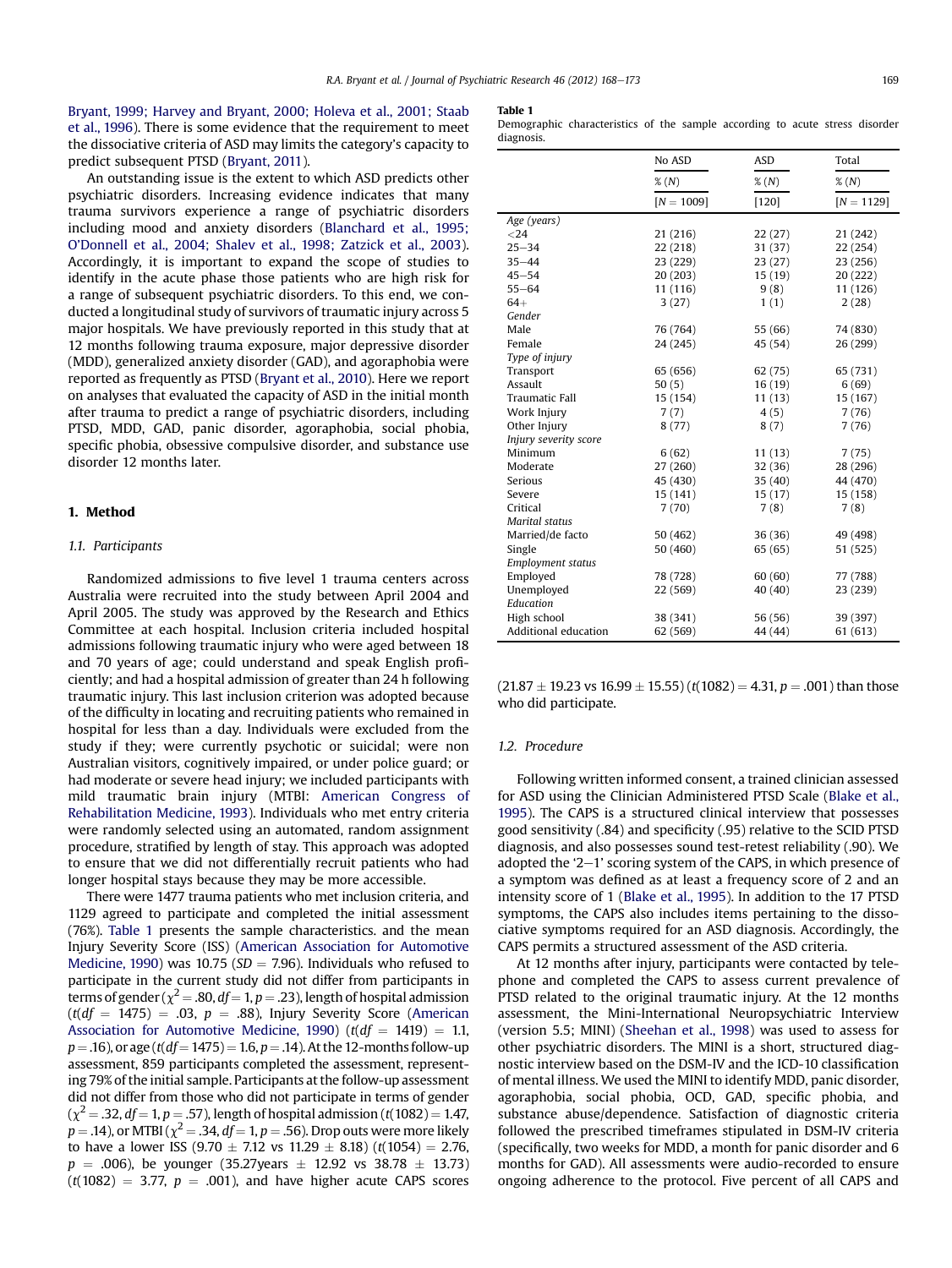Bryant, 1999; Harvey and Bryant, 2000; Holeva et al., 2001; Staab et al., 1996). There is some evidence that the requirement to meet the dissociative criteria of ASD may limits the category's capacity to predict subsequent PTSD (Bryant, 2011).

An outstanding issue is the extent to which ASD predicts other psychiatric disorders. Increasing evidence indicates that many trauma survivors experience a range of psychiatric disorders including mood and anxiety disorders (Blanchard et al., 1995; O'Donnell et al., 2004; Shalev et al., 1998; Zatzick et al., 2003). Accordingly, it is important to expand the scope of studies to identify in the acute phase those patients who are high risk for a range of subsequent psychiatric disorders. To this end, we conducted a longitudinal study of survivors of traumatic injury across 5 major hospitals. We have previously reported in this study that at 12 months following trauma exposure, major depressive disorder (MDD), generalized anxiety disorder (GAD), and agoraphobia were reported as frequently as PTSD (Bryant et al., 2010). Here we report on analyses that evaluated the capacity of ASD in the initial month after trauma to predict a range of psychiatric disorders, including PTSD, MDD, GAD, panic disorder, agoraphobia, social phobia, specific phobia, obsessive compulsive disorder, and substance use disorder 12 months later.

## 1. Method

### 1.1. Participants

Randomized admissions to five level 1 trauma centers across Australia were recruited into the study between April 2004 and April 2005. The study was approved by the Research and Ethics Committee at each hospital. Inclusion criteria included hospital admissions following traumatic injury who were aged between 18 and 70 years of age; could understand and speak English proficiently; and had a hospital admission of greater than 24 h following traumatic injury. This last inclusion criterion was adopted because of the difficulty in locating and recruiting patients who remained in hospital for less than a day. Individuals were excluded from the study if they; were currently psychotic or suicidal; were non Australian visitors, cognitively impaired, or under police guard; or had moderate or severe head injury; we included participants with mild traumatic brain injury (MTBI: American Congress of Rehabilitation Medicine, 1993). Individuals who met entry criteria were randomly selected using an automated, random assignment procedure, stratified by length of stay. This approach was adopted to ensure that we did not differentially recruit patients who had longer hospital stays because they may be more accessible.

There were 1477 trauma patients who met inclusion criteria, and 1129 agreed to participate and completed the initial assessment (76%). Table 1 presents the sample characteristics. and the mean Injury Severity Score (ISS) (American Association for Automotive Medicine, 1990) was 10.75 ($SD = 7.96$). Individuals who refused to participate in the current study did not differ from participants in terms of gender ($\chi^2 = .80$, $df = 1$, $p = .23$), length of hospital admission ($t(df = 1475) = .03$, $p = .88$), Injury Severity Score (American Association for Automotive Medicine, 1990) ($t(df = 1419) = 1.1$, $p = .16$), or age ($t(df = 1475) = 1.6$, $p = .14$). At the 12-months follow-up assessment, 859 participants completed the assessment, representing 79% of the initial sample. Participants at the follow-up assessment did not differ from those who did not participate in terms of gender ($\chi^2 = .32$, $df = 1$, $p = .57$), length of hospital admission ($t(1082) = 1.47$, $p = .14$), or MTBI ($\chi^2 = .34$, $df = 1$, $p = .56$). Drop outs were more likely to have a lower ISS (9.70 ± 7.12 vs 11.29 ± 8.18) ($t(1054) = 2.76$, $p = .006$), be younger (35.27years ± 12.92 vs 38.78 ± 13.73) ($t(1082) = 3.77$, $p = .001$), and have higher acute CAPS scores (21.87 ± 19.23 vs 16.99 ± 15.55) ($t(1082) = 4.31$, $p = .001$) than those who did participate.

**Table 1**
Demographic characteristics of the sample according to acute stress disorder diagnosis.

| | No ASD | ASD | Total |
|---|---|---|---|
| | % (*N*) | % (*N*) | % (*N*) |
| | [*N* = 1009] | [120] | [*N* = 1129] |
| *Age (years)* | | | |
| <24 | 21 (216) | 22 (27) | 21 (242) |
| 25–34 | 22 (218) | 31 (37) | 22 (254) |
| 35–44 | 23 (229) | 23 (27) | 23 (256) |
| 45–54 | 20 (203) | 15 (19) | 20 (222) |
| 55–64 | 11 (116) | 9 (8) | 11 (126) |
| 64+ | 3 (27) | 1 (1) | 2 (28) |
| *Gender* | | | |
| Male | 76 (764) | 55 (66) | 74 (830) |
| Female | 24 (245) | 45 (54) | 26 (299) |
| *Type of injury* | | | |
| Transport | 65 (656) | 62 (75) | 65 (731) |
| Assault | 50 (5) | 16 (19) | 6 (69) |
| Traumatic Fall | 15 (154) | 11 (13) | 15 (167) |
| Work Injury | 7 (7) | 4 (5) | 7 (76) |
| Other Injury | 8 (77) | 8 (7) | 7 (76) |
| *Injury severity score* | | | |
| Minimum | 6 (62) | 11 (13) | 7 (75) |
| Moderate | 27 (260) | 32 (36) | 28 (296) |
| Serious | 45 (430) | 35 (40) | 44 (470) |
| Severe | 15 (141) | 15 (17) | 15 (158) |
| Critical | 7 (70) | 7 (8) | 7 (8) |
| *Marital status* | | | |
| Married/de facto | 50 (462) | 36 (36) | 49 (498) |
| Single | 50 (460) | 65 (65) | 51 (525) |
| *Employment status* | | | |
| Employed | 78 (728) | 60 (60) | 77 (788) |
| Unemployed | 22 (569) | 40 (40) | 23 (239) |
| *Education* | | | |
| High school | 38 (341) | 56 (56) | 39 (397) |
| Additional education | 62 (569) | 44 (44) | 61 (613) |

### 1.2. Procedure

Following written informed consent, a trained clinician assessed for ASD using the Clinician Administered PTSD Scale (Blake et al., 1995). The CAPS is a structured clinical interview that possesses good sensitivity (.84) and specificity (.95) relative to the SCID PTSD diagnosis, and also possesses sound test-retest reliability (.90). We adopted the '2–1' scoring system of the CAPS, in which presence of a symptom was defined as at least a frequency score of 2 and an intensity score of 1 (Blake et al., 1995). In addition to the 17 PTSD symptoms, the CAPS also includes items pertaining to the dissociative symptoms required for an ASD diagnosis. Accordingly, the CAPS permits a structured assessment of the ASD criteria.

At 12 months after injury, participants were contacted by telephone and completed the CAPS to assess current prevalence of PTSD related to the original traumatic injury. At the 12 months assessment, the Mini-International Neuropsychiatric Interview (version 5.5; MINI) (Sheehan et al., 1998) was used to assess for other psychiatric disorders. The MINI is a short, structured diagnostic interview based on the DSM-IV and the ICD-10 classification of mental illness. We used the MINI to identify MDD, panic disorder, agoraphobia, social phobia, OCD, GAD, specific phobia, and substance abuse/dependence. Satisfaction of diagnostic criteria followed the prescribed timeframes stipulated in DSM-IV criteria (specifically, two weeks for MDD, a month for panic disorder and 6 months for GAD). All assessments were audio-recorded to ensure ongoing adherence to the protocol. Five percent of all CAPS and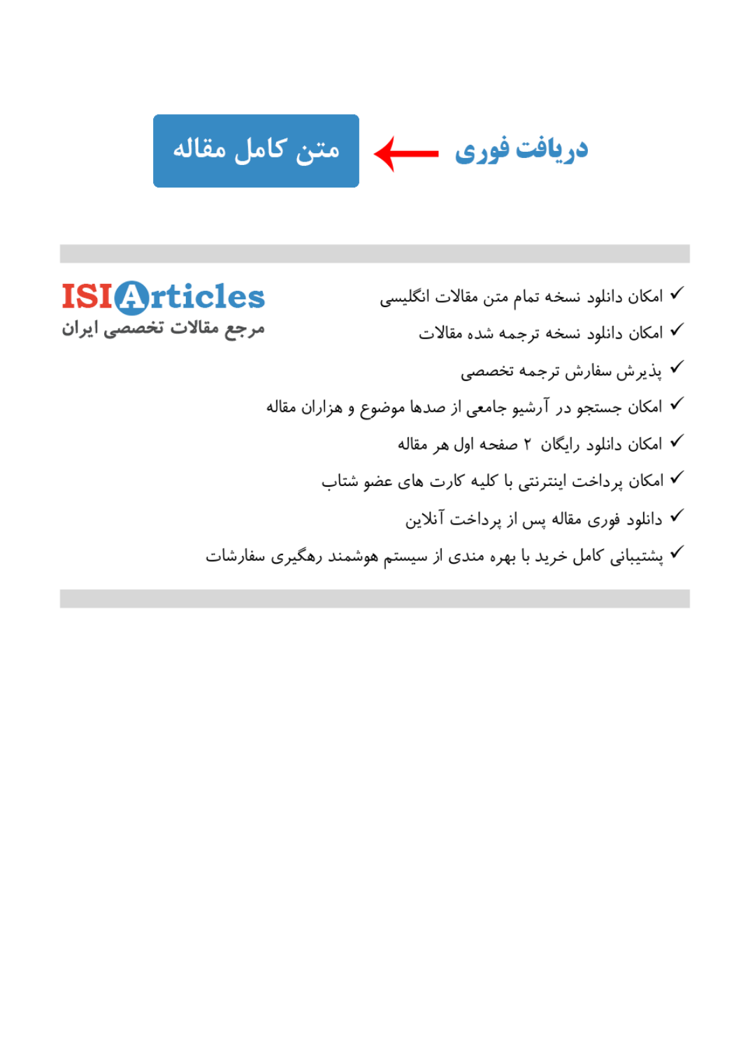دریافت فوری ← **متن کامل مقاله**

**ISIArticles**
مرجع مقالات تخصصی ایران

- ✓ امکان دانلود نسخه تمام متن مقالات انگلیسی
- ✓ امکان دانلود نسخه ترجمه شده مقالات
- ✓ پذیرش سفارش ترجمه تخصصی
- ✓ امکان جستجو در آرشیو جامعی از صدها موضوع و هزاران مقاله
- ✓ امکان دانلود رایگان ۲ صفحه اول هر مقاله
- ✓ امکان پرداخت اینترنتی با کلیه کارت های عضو شتاب
- ✓ دانلود فوری مقاله پس از پرداخت آنلاین
- ✓ پشتیبانی کامل خرید با بهره مندی از سیستم هوشمند رهگیری سفارشات